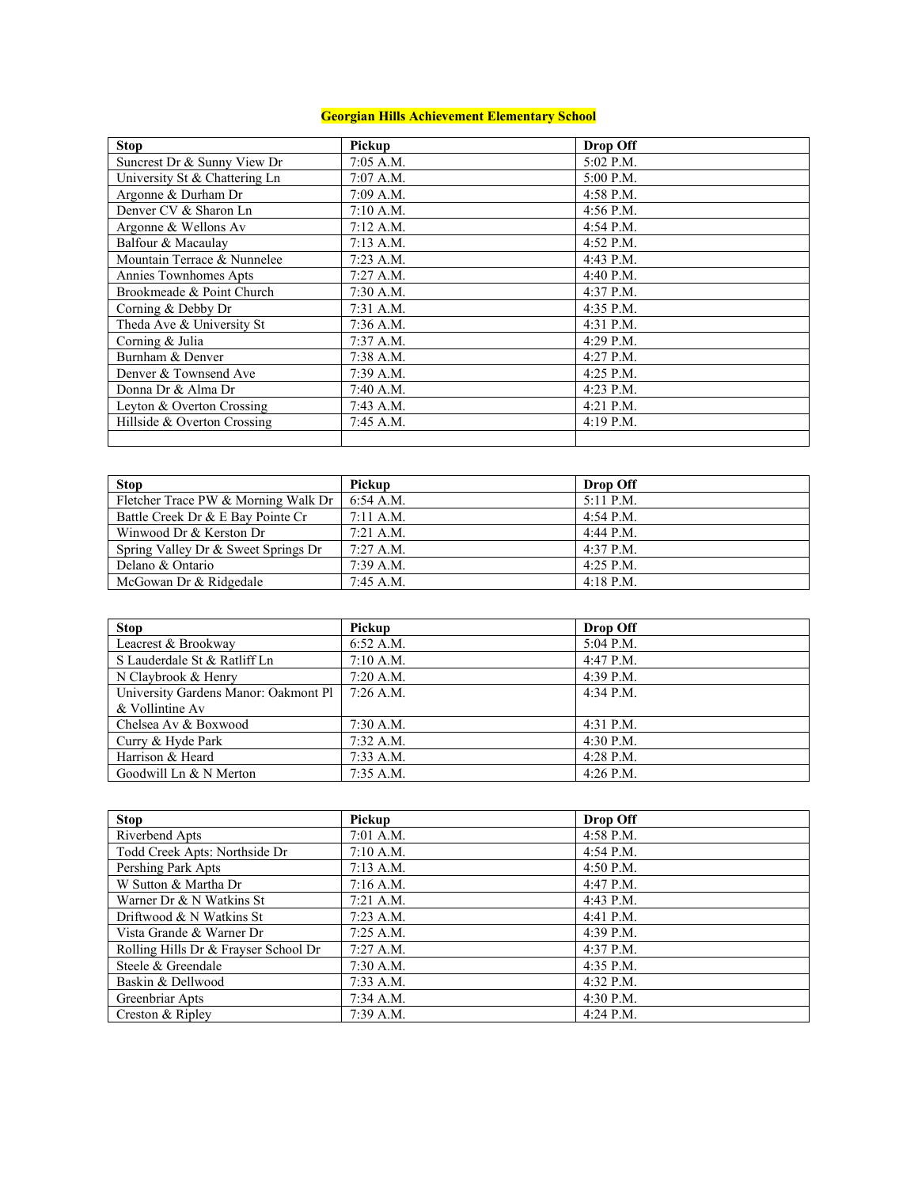**Georgian Hills Achievement Elementary School**

| Stop | Pickup | Drop Off |
|---|---|---|
| Suncrest Dr & Sunny View Dr | 7:05 A.M. | 5:02 P.M. |
| University St & Chattering Ln | 7:07 A.M. | 5:00 P.M. |
| Argonne & Durham Dr | 7:09 A.M. | 4:58 P.M. |
| Denver CV & Sharon Ln | 7:10 A.M. | 4:56 P.M. |
| Argonne & Wellons Av | 7:12 A.M. | 4:54 P.M. |
| Balfour & Macaulay | 7:13 A.M. | 4:52 P.M. |
| Mountain Terrace & Nunnelee | 7:23 A.M. | 4:43 P.M. |
| Annies Townhomes Apts | 7:27 A.M. | 4:40 P.M. |
| Brookmeade & Point Church | 7:30 A.M. | 4:37 P.M. |
| Corning & Debby Dr | 7:31 A.M. | 4:35 P.M. |
| Theda Ave & University St | 7:36 A.M. | 4:31 P.M. |
| Corning & Julia | 7:37 A.M. | 4:29 P.M. |
| Burnham & Denver | 7:38 A.M. | 4:27 P.M. |
| Denver & Townsend Ave | 7:39 A.M. | 4:25 P.M. |
| Donna Dr & Alma Dr | 7:40 A.M. | 4:23 P.M. |
| Leyton & Overton Crossing | 7:43 A.M. | 4:21 P.M. |
| Hillside & Overton Crossing | 7:45 A.M. | 4:19 P.M. |
| | | |

| Stop | Pickup | Drop Off |
|---|---|---|
| Fletcher Trace PW & Morning Walk Dr | 6:54 A.M. | 5:11 P.M. |
| Battle Creek Dr & E Bay Pointe Cr | 7:11 A.M. | 4:54 P.M. |
| Winwood Dr & Kerston Dr | 7:21 A.M. | 4:44 P.M. |
| Spring Valley Dr & Sweet Springs Dr | 7:27 A.M. | 4:37 P.M. |
| Delano & Ontario | 7:39 A.M. | 4:25 P.M. |
| McGowan Dr & Ridgedale | 7:45 A.M. | 4:18 P.M. |

| Stop | Pickup | Drop Off |
|---|---|---|
| Leacrest & Brookway | 6:52 A.M. | 5:04 P.M. |
| S Lauderdale St & Ratliff Ln | 7:10 A.M. | 4:47 P.M. |
| N Claybrook & Henry | 7:20 A.M. | 4:39 P.M. |
| University Gardens Manor: Oakmont Pl & Vollintine Av | 7:26 A.M. | 4:34 P.M. |
| Chelsea Av & Boxwood | 7:30 A.M. | 4:31 P.M. |
| Curry & Hyde Park | 7:32 A.M. | 4:30 P.M. |
| Harrison & Heard | 7:33 A.M. | 4:28 P.M. |
| Goodwill Ln & N Merton | 7:35 A.M. | 4:26 P.M. |

| Stop | Pickup | Drop Off |
|---|---|---|
| Riverbend Apts | 7:01 A.M. | 4:58 P.M. |
| Todd Creek Apts: Northside Dr | 7:10 A.M. | 4:54 P.M. |
| Pershing Park Apts | 7:13 A.M. | 4:50 P.M. |
| W Sutton & Martha Dr | 7:16 A.M. | 4:47 P.M. |
| Warner Dr & N Watkins St | 7:21 A.M. | 4:43 P.M. |
| Driftwood & N Watkins St | 7:23 A.M. | 4:41 P.M. |
| Vista Grande & Warner Dr | 7:25 A.M. | 4:39 P.M. |
| Rolling Hills Dr & Frayser School Dr | 7:27 A.M. | 4:37 P.M. |
| Steele & Greendale | 7:30 A.M. | 4:35 P.M. |
| Baskin & Dellwood | 7:33 A.M. | 4:32 P.M. |
| Greenbriar Apts | 7:34 A.M. | 4:30 P.M. |
| Creston & Ripley | 7:39 A.M. | 4:24 P.M. |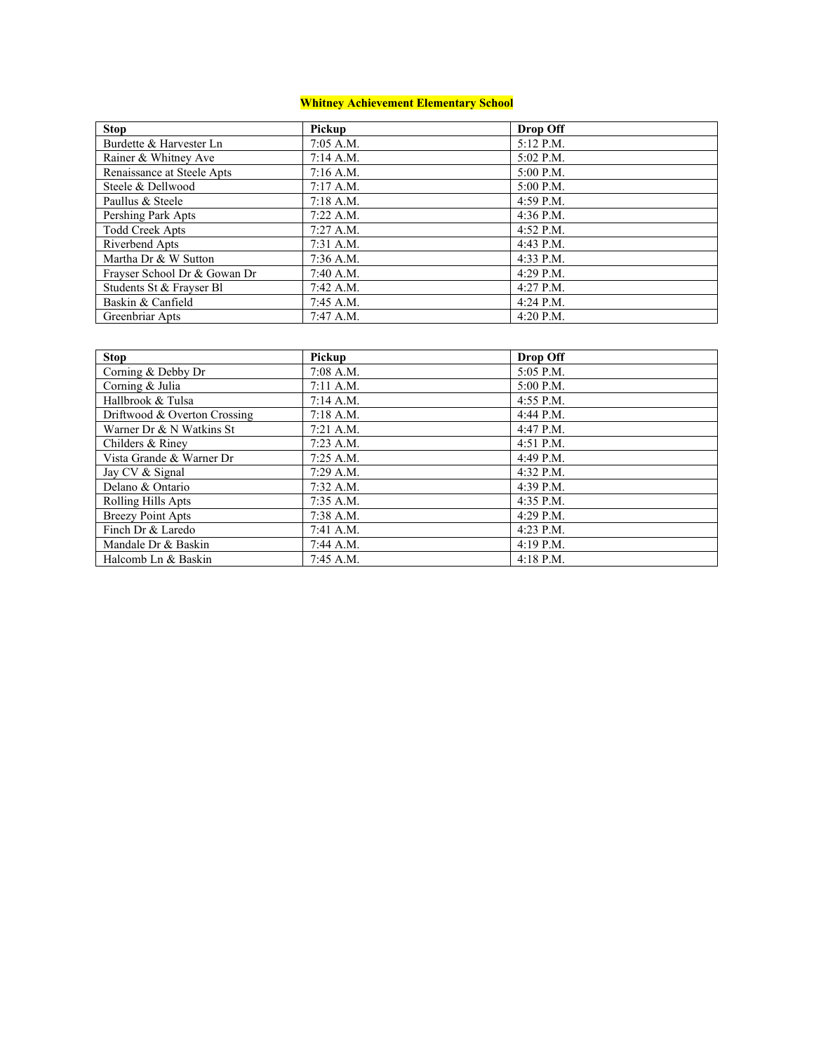**Whitney Achievement Elementary School**

| Stop | Pickup | Drop Off |
|---|---|---|
| Burdette & Harvester Ln | 7:05 A.M. | 5:12 P.M. |
| Rainer & Whitney Ave | 7:14 A.M. | 5:02 P.M. |
| Renaissance at Steele Apts | 7:16 A.M. | 5:00 P.M. |
| Steele & Dellwood | 7:17 A.M. | 5:00 P.M. |
| Paullus & Steele | 7:18 A.M. | 4:59 P.M. |
| Pershing Park Apts | 7:22 A.M. | 4:36 P.M. |
| Todd Creek Apts | 7:27 A.M. | 4:52 P.M. |
| Riverbend Apts | 7:31 A.M. | 4:43 P.M. |
| Martha Dr & W Sutton | 7:36 A.M. | 4:33 P.M. |
| Frayser School Dr & Gowan Dr | 7:40 A.M. | 4:29 P.M. |
| Students St & Frayser Bl | 7:42 A.M. | 4:27 P.M. |
| Baskin & Canfield | 7:45 A.M. | 4:24 P.M. |
| Greenbriar Apts | 7:47 A.M. | 4:20 P.M. |

| Stop | Pickup | Drop Off |
|---|---|---|
| Corning & Debby Dr | 7:08 A.M. | 5:05 P.M. |
| Corning & Julia | 7:11 A.M. | 5:00 P.M. |
| Hallbrook & Tulsa | 7:14 A.M. | 4:55 P.M. |
| Driftwood & Overton Crossing | 7:18 A.M. | 4:44 P.M. |
| Warner Dr & N Watkins St | 7:21 A.M. | 4:47 P.M. |
| Childers & Riney | 7:23 A.M. | 4:51 P.M. |
| Vista Grande & Warner Dr | 7:25 A.M. | 4:49 P.M. |
| Jay CV & Signal | 7:29 A.M. | 4:32 P.M. |
| Delano & Ontario | 7:32 A.M. | 4:39 P.M. |
| Rolling Hills Apts | 7:35 A.M. | 4:35 P.M. |
| Breezy Point Apts | 7:38 A.M. | 4:29 P.M. |
| Finch Dr & Laredo | 7:41 A.M. | 4:23 P.M. |
| Mandale Dr & Baskin | 7:44 A.M. | 4:19 P.M. |
| Halcomb Ln & Baskin | 7:45 A.M. | 4:18 P.M. |